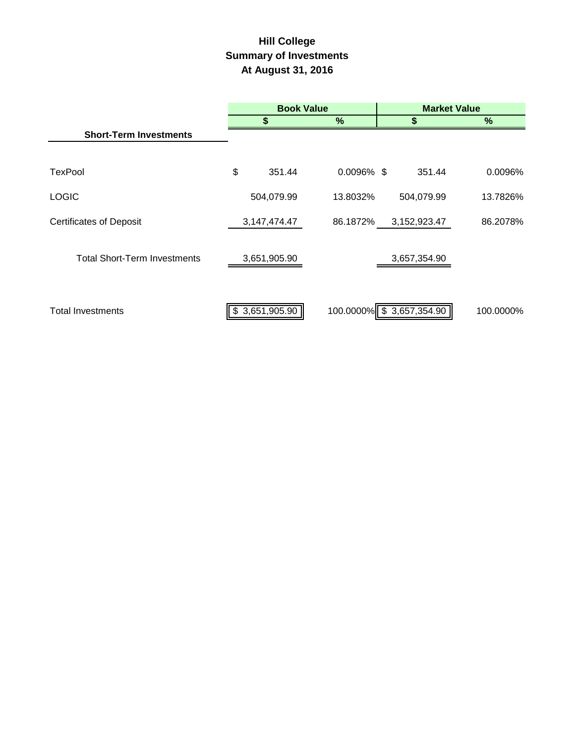# Hill College
## Summary of Investments
### At August 31, 2016

| | Book Value | | Market Value | |
|---|---|---|---|---|
| | $ | % | $ | % |
| **Short-Term Investments** | | | | |
| TexPool | $ 351.44 | 0.0096% | $ 351.44 | 0.0096% |
| LOGIC | 504,079.99 | 13.8032% | 504,079.99 | 13.7826% |
| Certificates of Deposit | 3,147,474.47 | 86.1872% | 3,152,923.47 | 86.2078% |
| Total Short-Term Investments | 3,651,905.90 | | 3,657,354.90 | |
| Total Investments | $ 3,651,905.90 | 100.0000% | $ 3,657,354.90 | 100.0000% |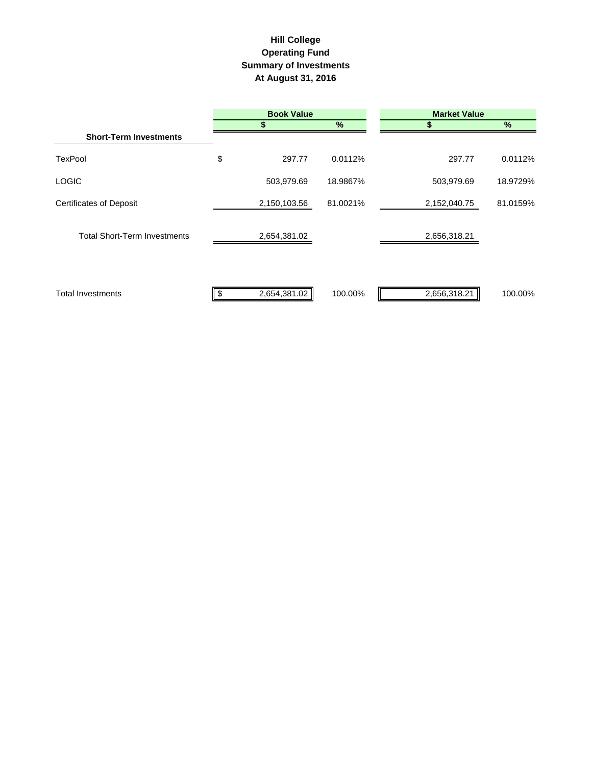# Hill College
## Operating Fund
## Summary of Investments
## At August 31, 2016

| | Book Value | | Market Value | |
|---|---|---|---|---|
| | $ | % | $ | % |
| **Short-Term Investments** | | | | |
| TexPool | $ 297.77 | 0.0112% | 297.77 | 0.0112% |
| LOGIC | 503,979.69 | 18.9867% | 503,979.69 | 18.9729% |
| Certificates of Deposit | 2,150,103.56 | 81.0021% | 2,152,040.75 | 81.0159% |
| Total Short-Term Investments | 2,654,381.02 | | 2,656,318.21 | |
| Total Investments | $ 2,654,381.02 | 100.00% | 2,656,318.21 | 100.00% |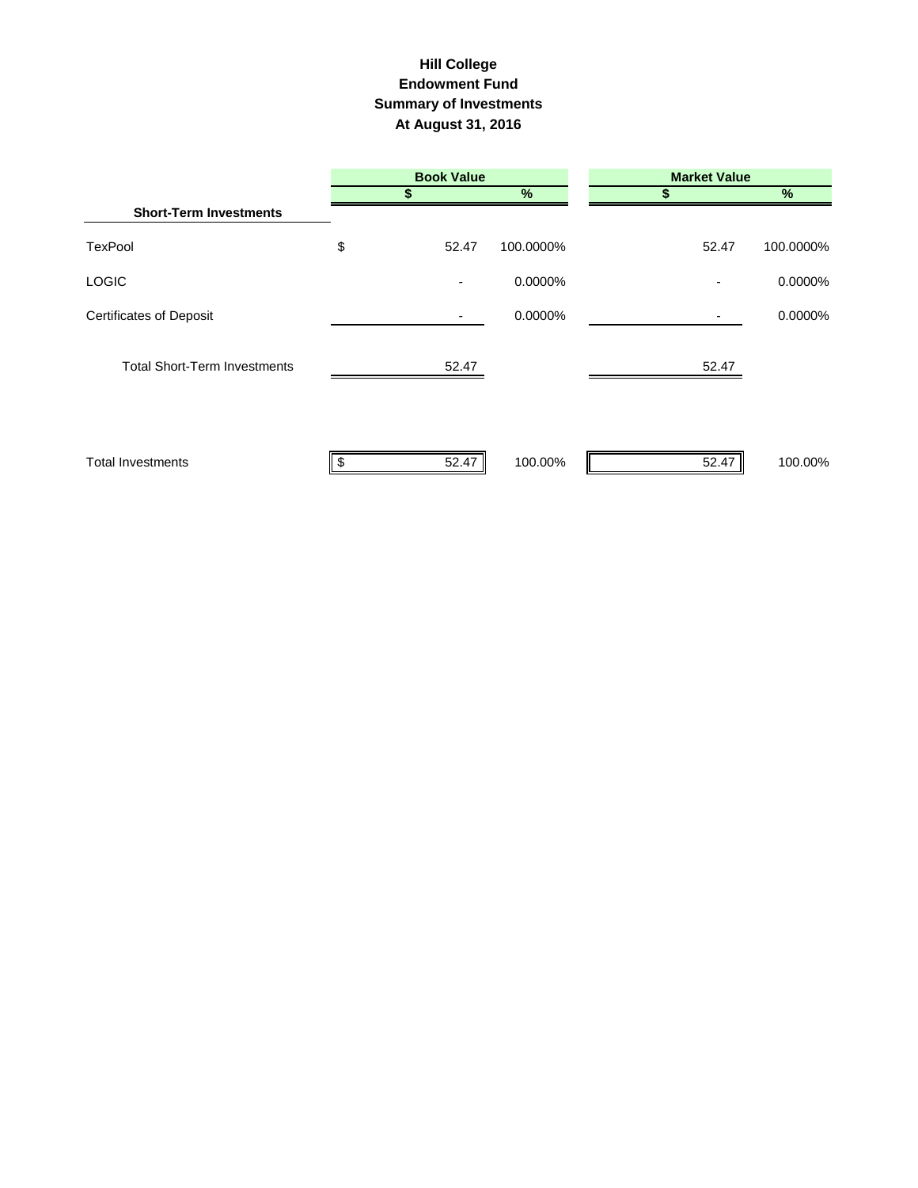# Hill College
## Endowment Fund
## Summary of Investments
## At August 31, 2016

| | Book Value | | Market Value | |
|---|---|---|---|---|
| | $ | % | $ | % |
| **Short-Term Investments** | | | | |
| TexPool | $ 52.47 | 100.0000% | 52.47 | 100.0000% |
| LOGIC | - | 0.0000% | - | 0.0000% |
| Certificates of Deposit | - | 0.0000% | - | 0.0000% |
| Total Short-Term Investments | 52.47 | | 52.47 | |
| Total Investments | $ 52.47 | 100.00% | 52.47 | 100.00% |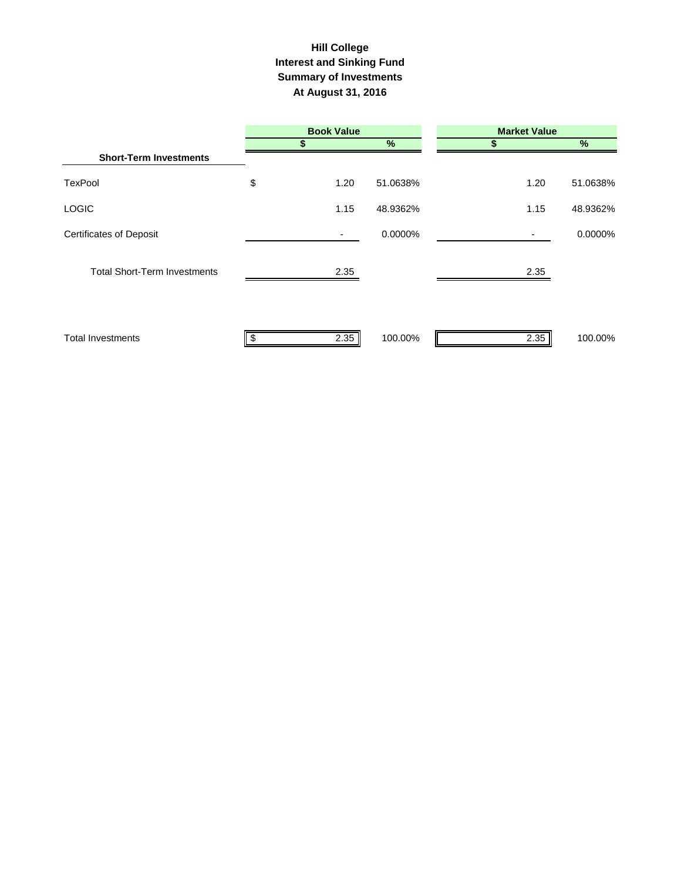# Hill College
## Interest and Sinking Fund
## Summary of Investments
## At August 31, 2016

| | Book Value | | Market Value | |
|---|---|---|---|---|
| | $ | % | $ | % |
| **Short-Term Investments** | | | | |
| TexPool | $ 1.20 | 51.0638% | 1.20 | 51.0638% |
| LOGIC | 1.15 | 48.9362% | 1.15 | 48.9362% |
| Certificates of Deposit | - | 0.0000% | - | 0.0000% |
| Total Short-Term Investments | 2.35 | | 2.35 | |
| Total Investments | $ 2.35 | 100.00% | 2.35 | 100.00% |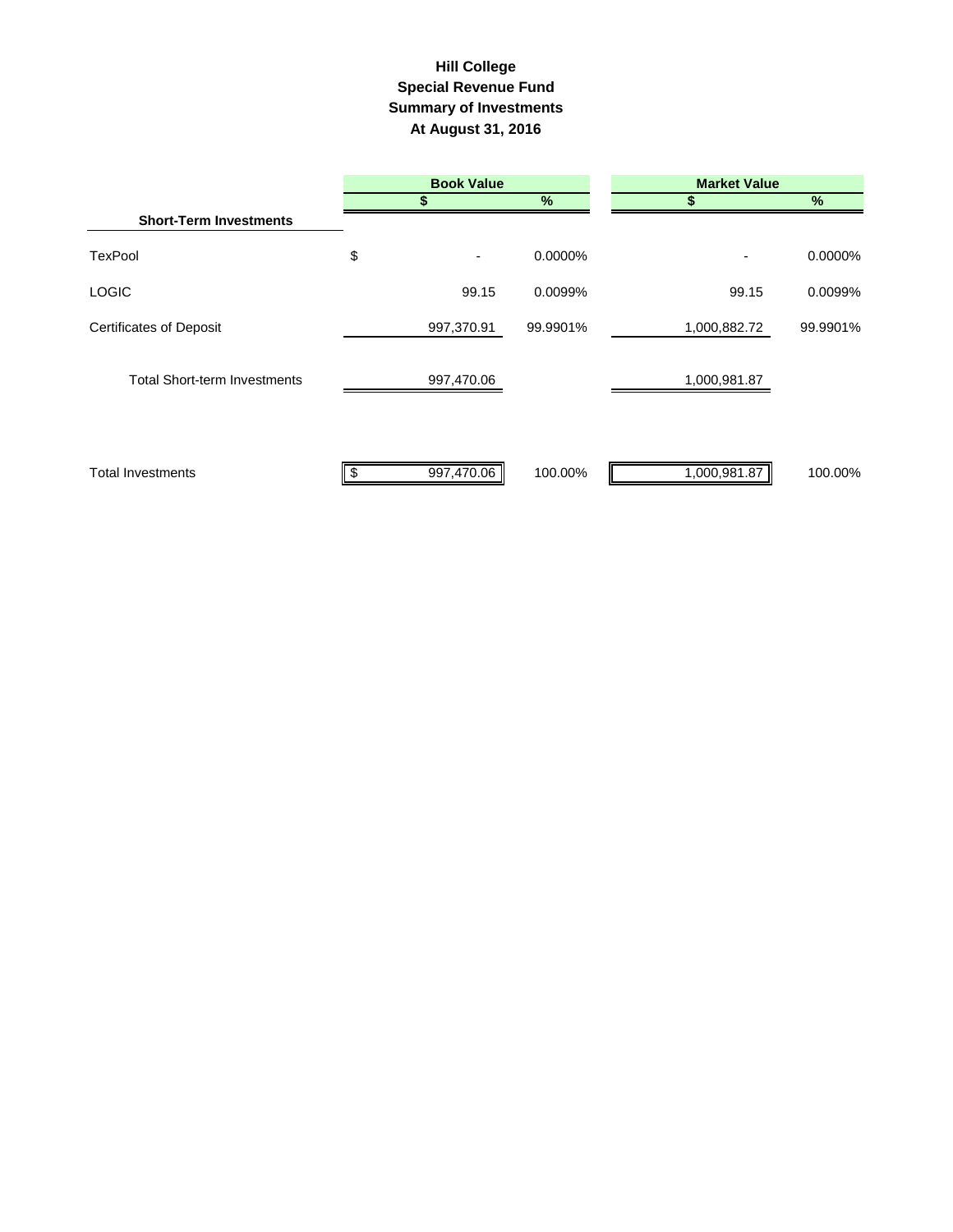# Hill College
## Special Revenue Fund
## Summary of Investments
## At August 31, 2016

| | Book Value | | Market Value | |
|---|---|---|---|---|
| | $ | % | $ | % |
| **Short-Term Investments** | | | | |
| TexPool | $ - | 0.0000% | - | 0.0000% |
| LOGIC | 99.15 | 0.0099% | 99.15 | 0.0099% |
| Certificates of Deposit | 997,370.91 | 99.9901% | 1,000,882.72 | 99.9901% |
| Total Short-term Investments | 997,470.06 | | 1,000,981.87 | |
| Total Investments | $ 997,470.06 | 100.00% | 1,000,981.87 | 100.00% |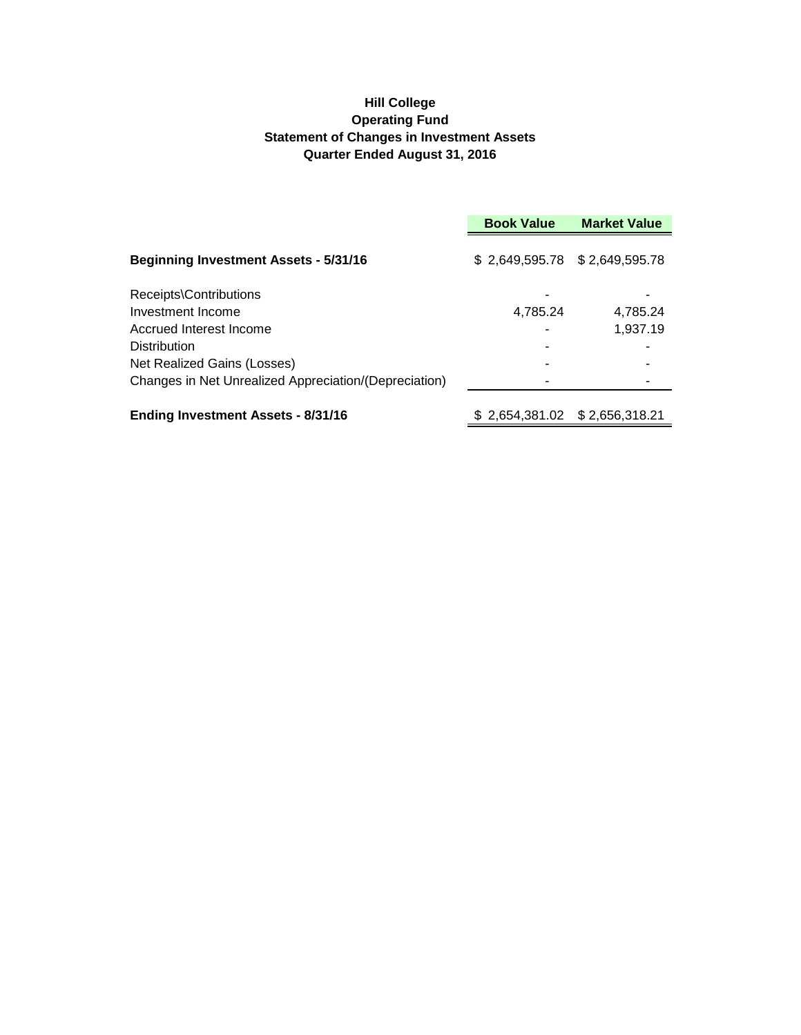**Hill College**
**Operating Fund**
**Statement of Changes in Investment Assets**
**Quarter Ended August 31, 2016**

| | Book Value | Market Value |
|---|---|---|
| **Beginning Investment Assets - 5/31/16** | $ 2,649,595.78 | $ 2,649,595.78 |
| Receipts\Contributions | - | - |
| Investment Income | 4,785.24 | 4,785.24 |
| Accrued Interest Income | - | 1,937.19 |
| Distribution | - | - |
| Net Realized Gains (Losses) | - | - |
| Changes in Net Unrealized Appreciation/(Depreciation) | - | - |
| **Ending Investment Assets - 8/31/16** | $ 2,654,381.02 | $ 2,656,318.21 |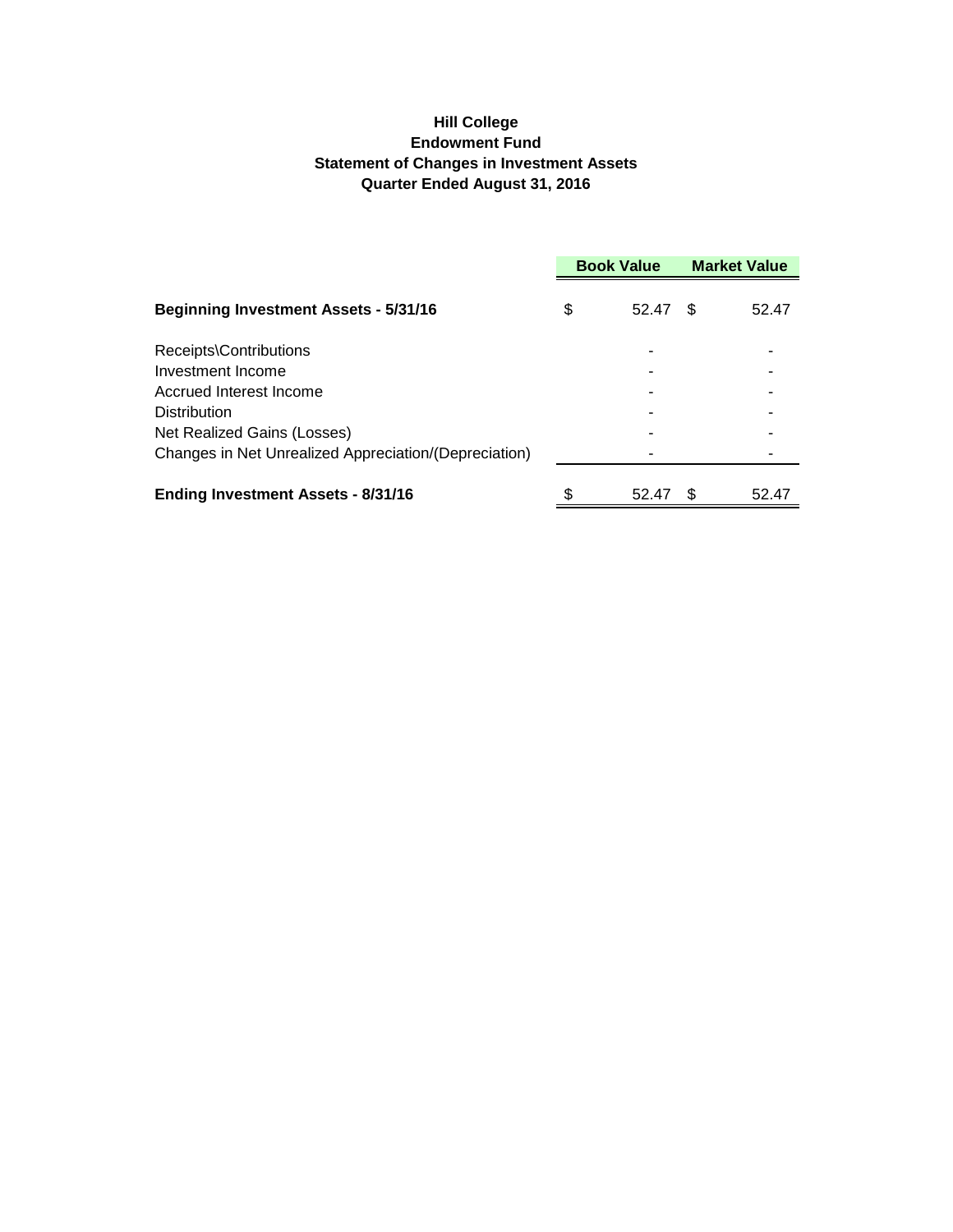**Hill College**
**Endowment Fund**
**Statement of Changes in Investment Assets**
**Quarter Ended August 31, 2016**

| | Book Value | Market Value |
|---|---|---|
| **Beginning Investment Assets - 5/31/16** | $ 52.47 | $ 52.47 |
| Receipts\Contributions | - | - |
| Investment Income | - | - |
| Accrued Interest Income | - | - |
| Distribution | - | - |
| Net Realized Gains (Losses) | - | - |
| Changes in Net Unrealized Appreciation/(Depreciation) | - | - |
| **Ending Investment Assets - 8/31/16** | $ 52.47 | $ 52.47 |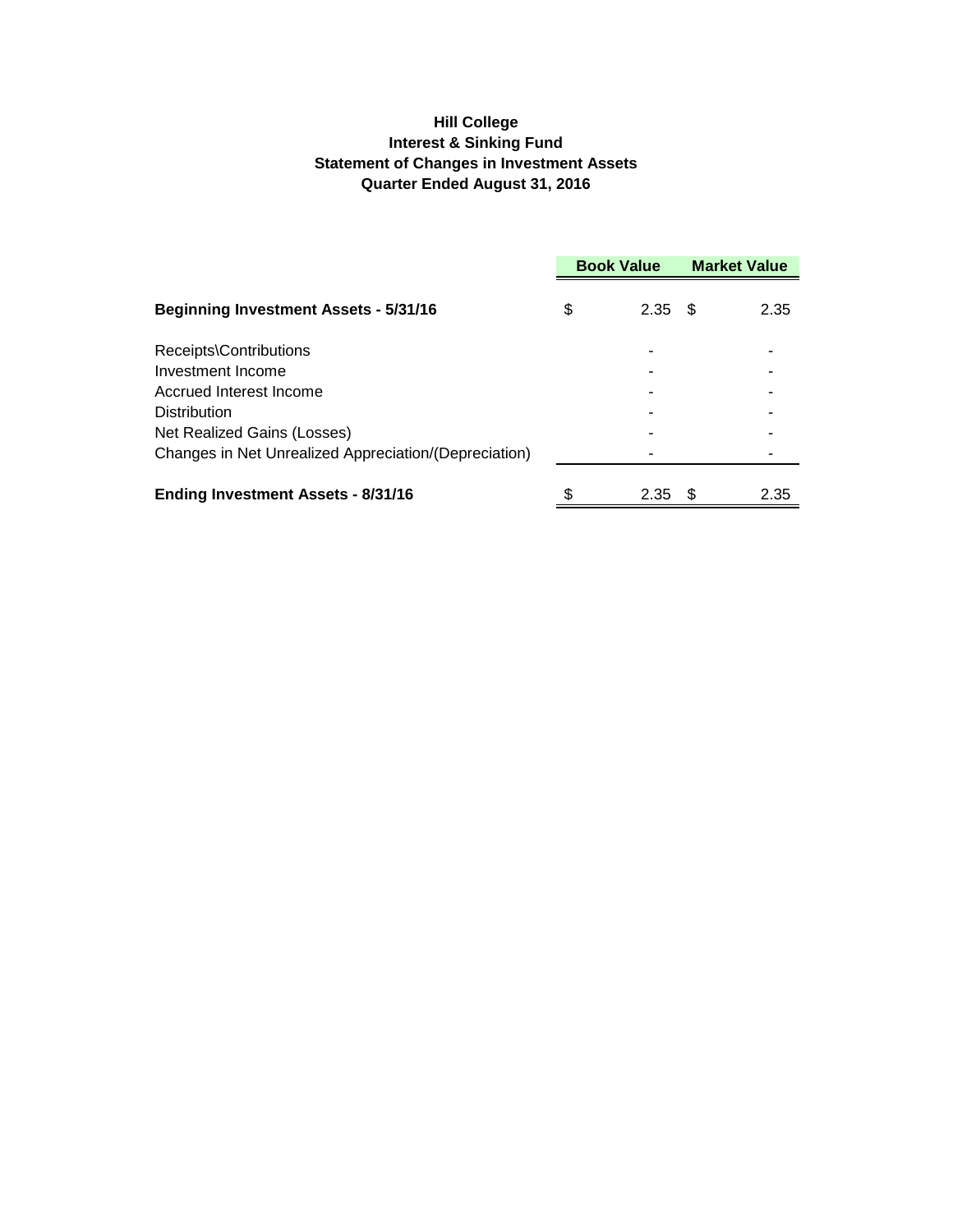**Hill College**
**Interest & Sinking Fund**
**Statement of Changes in Investment Assets**
**Quarter Ended August 31, 2016**

| | Book Value | Market Value |
|---|---|---|
| **Beginning Investment Assets - 5/31/16** | $ 2.35 | $ 2.35 |
| Receipts\Contributions | - | - |
| Investment Income | - | - |
| Accrued Interest Income | - | - |
| Distribution | - | - |
| Net Realized Gains (Losses) | - | - |
| Changes in Net Unrealized Appreciation/(Depreciation) | - | - |
| **Ending Investment Assets - 8/31/16** | $ 2.35 | $ 2.35 |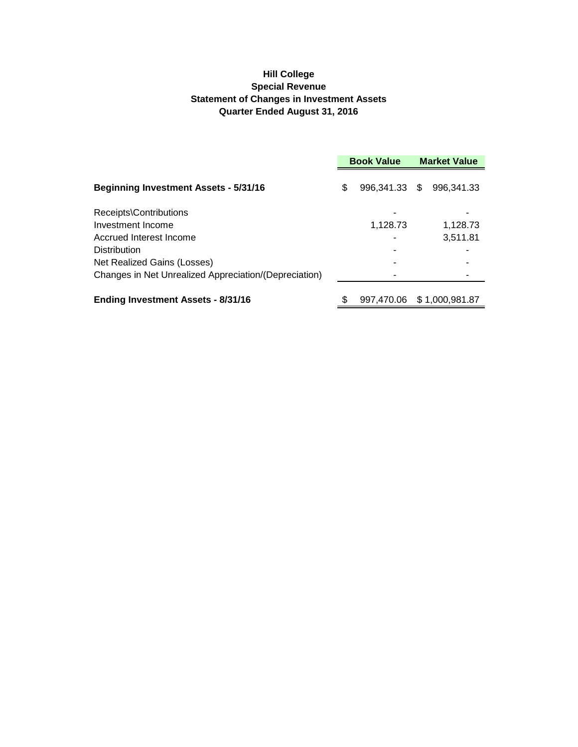**Hill College**
**Special Revenue**
**Statement of Changes in Investment Assets**
**Quarter Ended August 31, 2016**

| | Book Value | Market Value |
|---|---|---|
| **Beginning Investment Assets - 5/31/16** | $ 996,341.33 | $ 996,341.33 |
| Receipts\Contributions | - | - |
| Investment Income | 1,128.73 | 1,128.73 |
| Accrued Interest Income | - | 3,511.81 |
| Distribution | - | - |
| Net Realized Gains (Losses) | - | - |
| Changes in Net Unrealized Appreciation/(Depreciation) | - | - |
| **Ending Investment Assets - 8/31/16** | $ 997,470.06 | $ 1,000,981.87 |